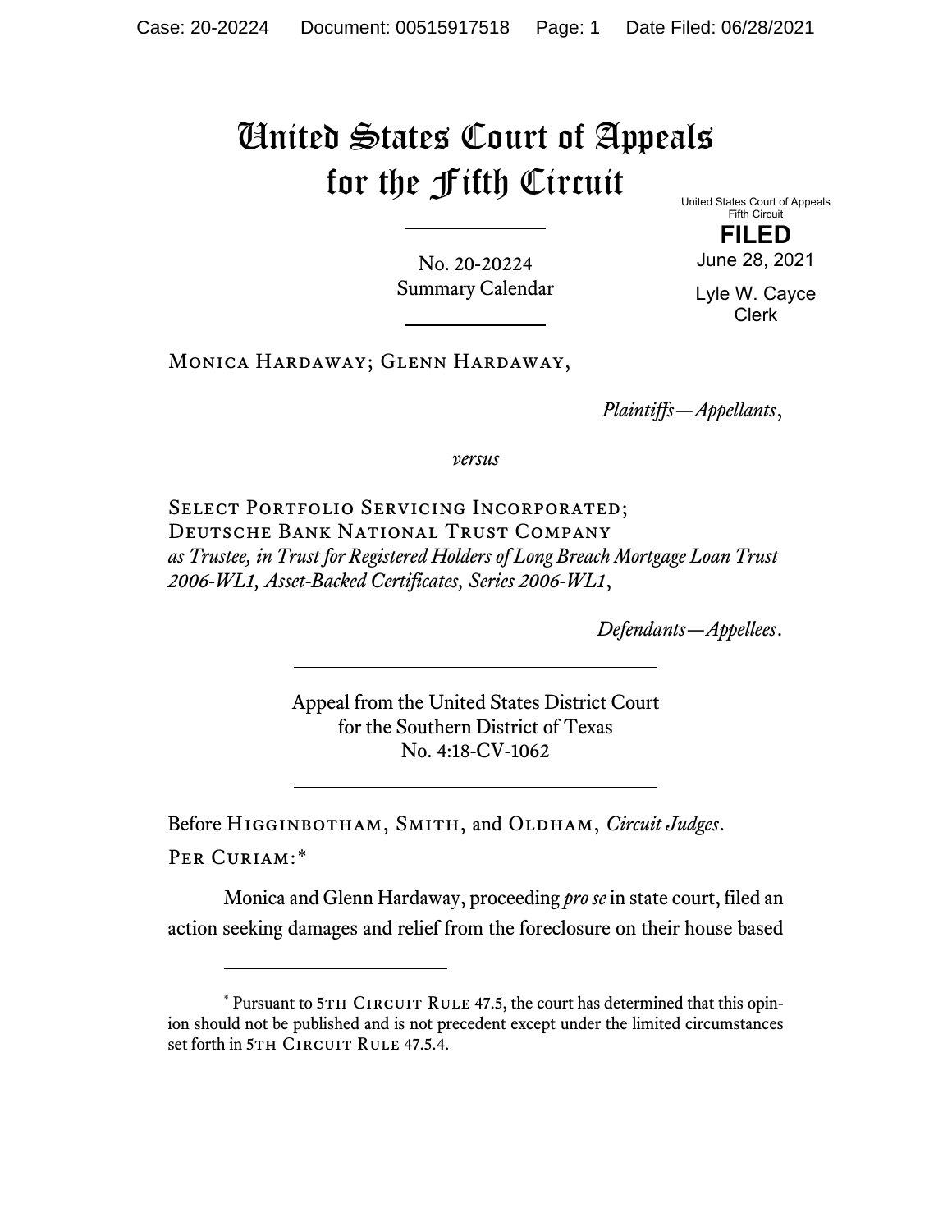# United States Court of Appeals for the Fifth Circuit

United States Court of Appeals
Fifth Circuit

**FILED**

June 28, 2021

Lyle W. Cayce
Clerk

No. 20-20224
Summary Calendar

---

Monica Hardaway; Glenn Hardaway,

*Plaintiffs—Appellants*,

*versus*

Select Portfolio Servicing Incorporated; Deutsche Bank National Trust Company *as Trustee, in Trust for Registered Holders of Long Breach Mortgage Loan Trust 2006-WL1, Asset-Backed Certificates, Series 2006-WL1*,

*Defendants—Appellees*.

---

Appeal from the United States District Court
for the Southern District of Texas
No. 4:18-CV-1062

---

Before Higginbotham, Smith, and Oldham, *Circuit Judges*.

Per Curiam:*

Monica and Glenn Hardaway, proceeding *pro se* in state court, filed an action seeking damages and relief from the foreclosure on their house based

---

* Pursuant to 5th Circuit Rule 47.5, the court has determined that this opinion should not be published and is not precedent except under the limited circumstances set forth in 5th Circuit Rule 47.5.4.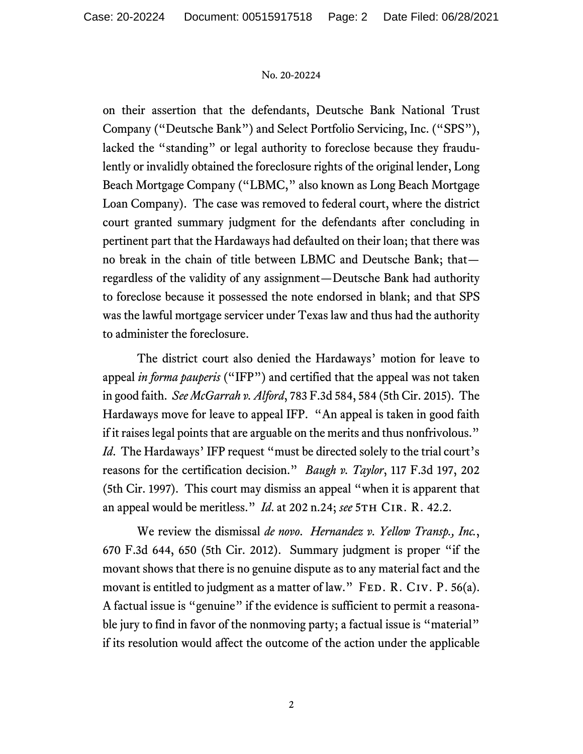on their assertion that the defendants, Deutsche Bank National Trust Company ("Deutsche Bank") and Select Portfolio Servicing, Inc. ("SPS"), lacked the "standing" or legal authority to foreclose because they fraudulently or invalidly obtained the foreclosure rights of the original lender, Long Beach Mortgage Company ("LBMC," also known as Long Beach Mortgage Loan Company). The case was removed to federal court, where the district court granted summary judgment for the defendants after concluding in pertinent part that the Hardaways had defaulted on their loan; that there was no break in the chain of title between LBMC and Deutsche Bank; that—regardless of the validity of any assignment—Deutsche Bank had authority to foreclose because it possessed the note endorsed in blank; and that SPS was the lawful mortgage servicer under Texas law and thus had the authority to administer the foreclosure.

The district court also denied the Hardaways' motion for leave to appeal *in forma pauperis* ("IFP") and certified that the appeal was not taken in good faith. *See McGarrah v. Alford*, 783 F.3d 584, 584 (5th Cir. 2015). The Hardaways move for leave to appeal IFP. "An appeal is taken in good faith if it raises legal points that are arguable on the merits and thus nonfrivolous." *Id*. The Hardaways' IFP request "must be directed solely to the trial court's reasons for the certification decision." *Baugh v. Taylor*, 117 F.3d 197, 202 (5th Cir. 1997). This court may dismiss an appeal "when it is apparent that an appeal would be meritless." *Id*. at 202 n.24; *see* 5TH CIR. R. 42.2.

We review the dismissal *de novo*. *Hernandez v. Yellow Transp., Inc.*, 670 F.3d 644, 650 (5th Cir. 2012). Summary judgment is proper "if the movant shows that there is no genuine dispute as to any material fact and the movant is entitled to judgment as a matter of law." FED. R. CIV. P. 56(a). A factual issue is "genuine" if the evidence is sufficient to permit a reasonable jury to find in favor of the nonmoving party; a factual issue is "material" if its resolution would affect the outcome of the action under the applicable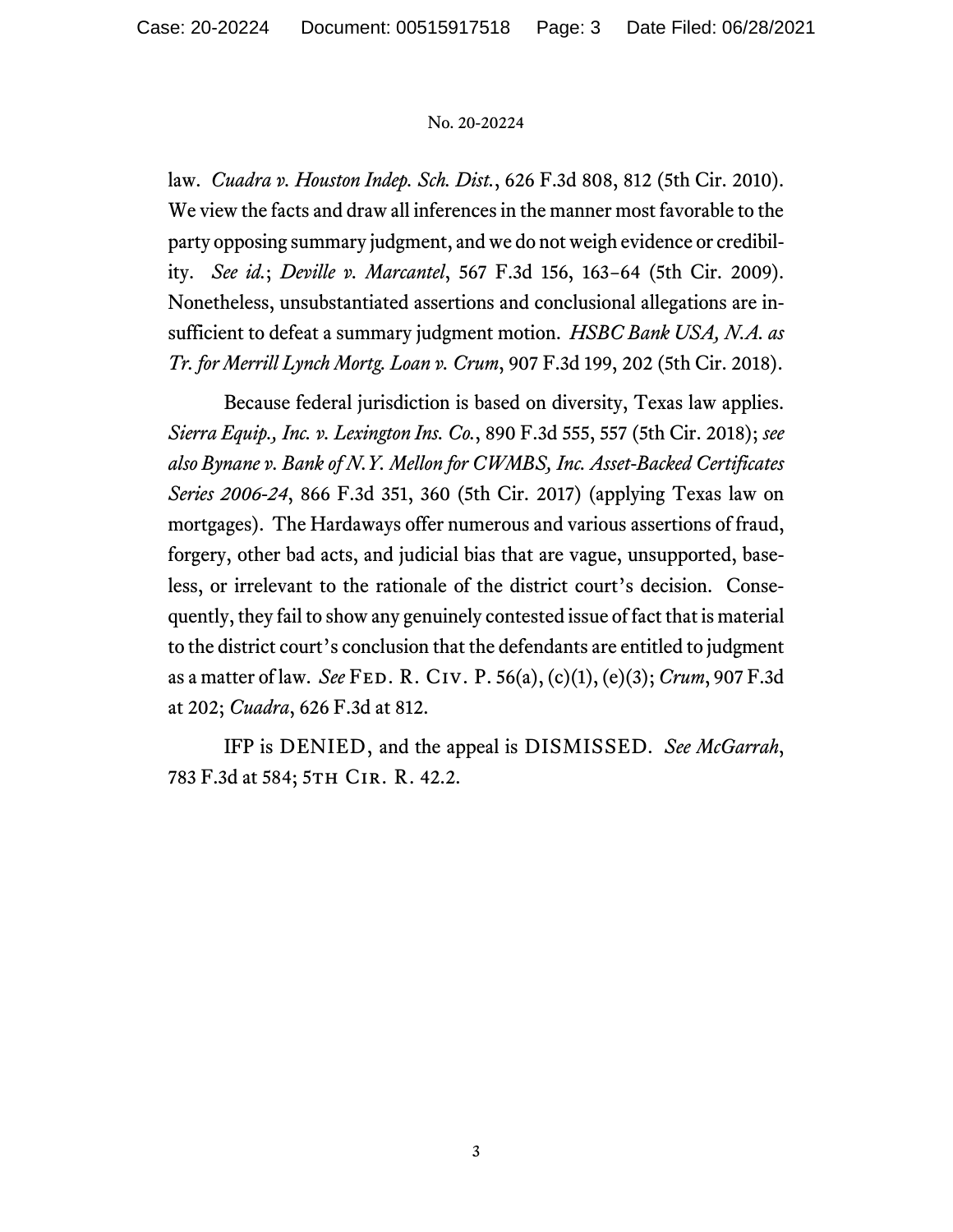law. *Cuadra v. Houston Indep. Sch. Dist.*, 626 F.3d 808, 812 (5th Cir. 2010). We view the facts and draw all inferences in the manner most favorable to the party opposing summary judgment, and we do not weigh evidence or credibility. *See id.*; *Deville v. Marcantel*, 567 F.3d 156, 163–64 (5th Cir. 2009). Nonetheless, unsubstantiated assertions and conclusional allegations are insufficient to defeat a summary judgment motion. *HSBC Bank USA, N.A. as Tr. for Merrill Lynch Mortg. Loan v. Crum*, 907 F.3d 199, 202 (5th Cir. 2018).

Because federal jurisdiction is based on diversity, Texas law applies. *Sierra Equip., Inc. v. Lexington Ins. Co.*, 890 F.3d 555, 557 (5th Cir. 2018); *see also Bynane v. Bank of N.Y. Mellon for CWMBS, Inc. Asset-Backed Certificates Series 2006-24*, 866 F.3d 351, 360 (5th Cir. 2017) (applying Texas law on mortgages). The Hardaways offer numerous and various assertions of fraud, forgery, other bad acts, and judicial bias that are vague, unsupported, baseless, or irrelevant to the rationale of the district court's decision. Consequently, they fail to show any genuinely contested issue of fact that is material to the district court's conclusion that the defendants are entitled to judgment as a matter of law. *See* FED. R. CIV. P. 56(a), (c)(1), (e)(3); *Crum*, 907 F.3d at 202; *Cuadra*, 626 F.3d at 812.

IFP is DENIED, and the appeal is DISMISSED. *See McGarrah*, 783 F.3d at 584; 5TH CIR. R. 42.2.